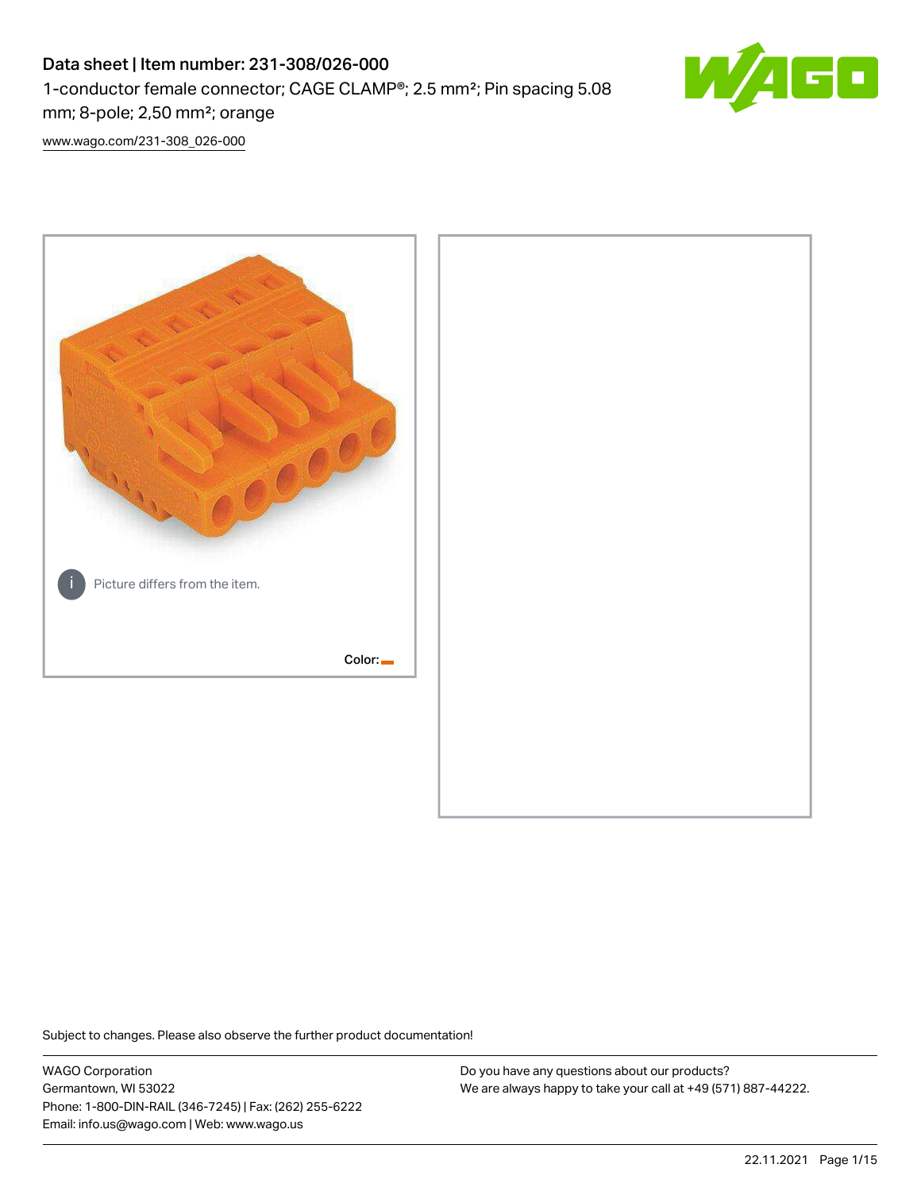# Data sheet | Item number: 231-308/026-000

1-conductor female connector; CAGE CLAMP®; 2.5 mm²; Pin spacing 5.08 mm; 8-pole; 2,50 mm²; orange

www.wago.com/231-308_026-000

Picture differs from the item.

Color:

Subject to changes. Please also observe the further product documentation!

WAGO Corporation
Germantown, WI 53022
Phone: 1-800-DIN-RAIL (346-7245) | Fax: (262) 255-6222
Email: info.us@wago.com | Web: www.wago.us

Do you have any questions about our products?
We are always happy to take your call at +49 (571) 887-44222.

22.11.2021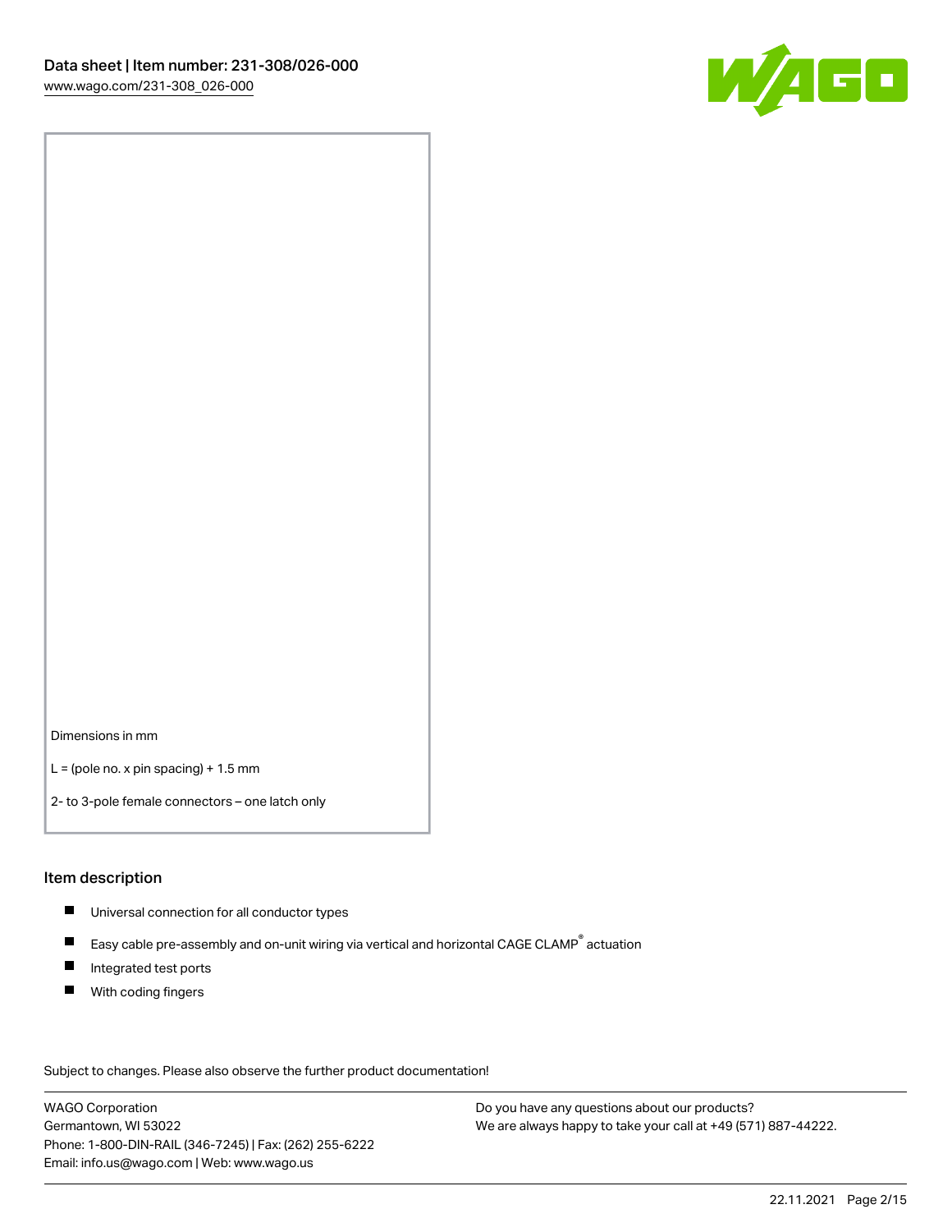Dimensions in mm

L = (pole no. x pin spacing) + 1.5 mm

2- to 3-pole female connectors – one latch only

## Item description

- Universal connection for all conductor types
- Easy cable pre-assembly and on-unit wiring via vertical and horizontal CAGE CLAMP® actuation
- Integrated test ports
- With coding fingers

Subject to changes. Please also observe the further product documentation!

WAGO Corporation
Germantown, WI 53022
Phone: 1-800-DIN-RAIL (346-7245) | Fax: (262) 255-6222
Email: info.us@wago.com | Web: www.wago.us

Do you have any questions about our products?
We are always happy to take your call at +49 (571) 887-44222.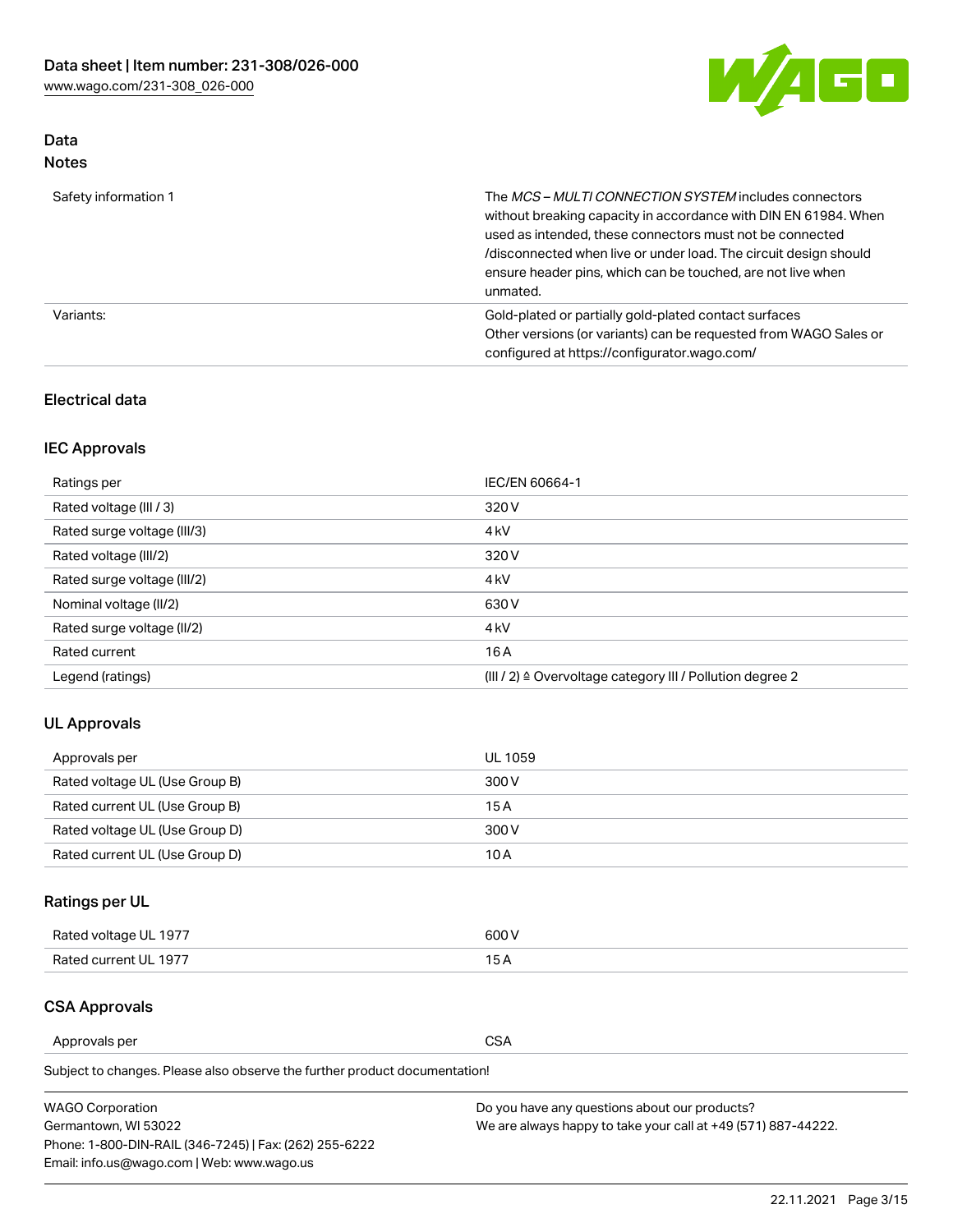## Data

### Notes

| | |
|---|---|
| Safety information 1 | The *MCS – MULTI CONNECTION SYSTEM* includes connectors without breaking capacity in accordance with DIN EN 61984. When used as intended, these connectors must not be connected /disconnected when live or under load. The circuit design should ensure header pins, which can be touched, are not live when unmated. |
| Variants: | Gold-plated or partially gold-plated contact surfaces<br>Other versions (or variants) can be requested from WAGO Sales or configured at https://configurator.wago.com/ |

## Electrical data

### IEC Approvals

| | |
|---|---|
| Ratings per | IEC/EN 60664-1 |
| Rated voltage (III / 3) | 320 V |
| Rated surge voltage (III/3) | 4 kV |
| Rated voltage (III/2) | 320 V |
| Rated surge voltage (III/2) | 4 kV |
| Nominal voltage (II/2) | 630 V |
| Rated surge voltage (II/2) | 4 kV |
| Rated current | 16 A |
| Legend (ratings) | (III / 2) ≙ Overvoltage category III / Pollution degree 2 |

### UL Approvals

| | |
|---|---|
| Approvals per | UL 1059 |
| Rated voltage UL (Use Group B) | 300 V |
| Rated current UL (Use Group B) | 15 A |
| Rated voltage UL (Use Group D) | 300 V |
| Rated current UL (Use Group D) | 10 A |

### Ratings per UL

| | |
|---|---|
| Rated voltage UL 1977 | 600 V |
| Rated current UL 1977 | 15 A |

### CSA Approvals

| | |
|---|---|
| Approvals per | CSA |

Subject to changes. Please also observe the further product documentation!

WAGO Corporation
Germantown, WI 53022
Phone: 1-800-DIN-RAIL (346-7245) | Fax: (262) 255-6222
Email: info.us@wago.com | Web: www.wago.us

Do you have any questions about our products?
We are always happy to take your call at +49 (571) 887-44222.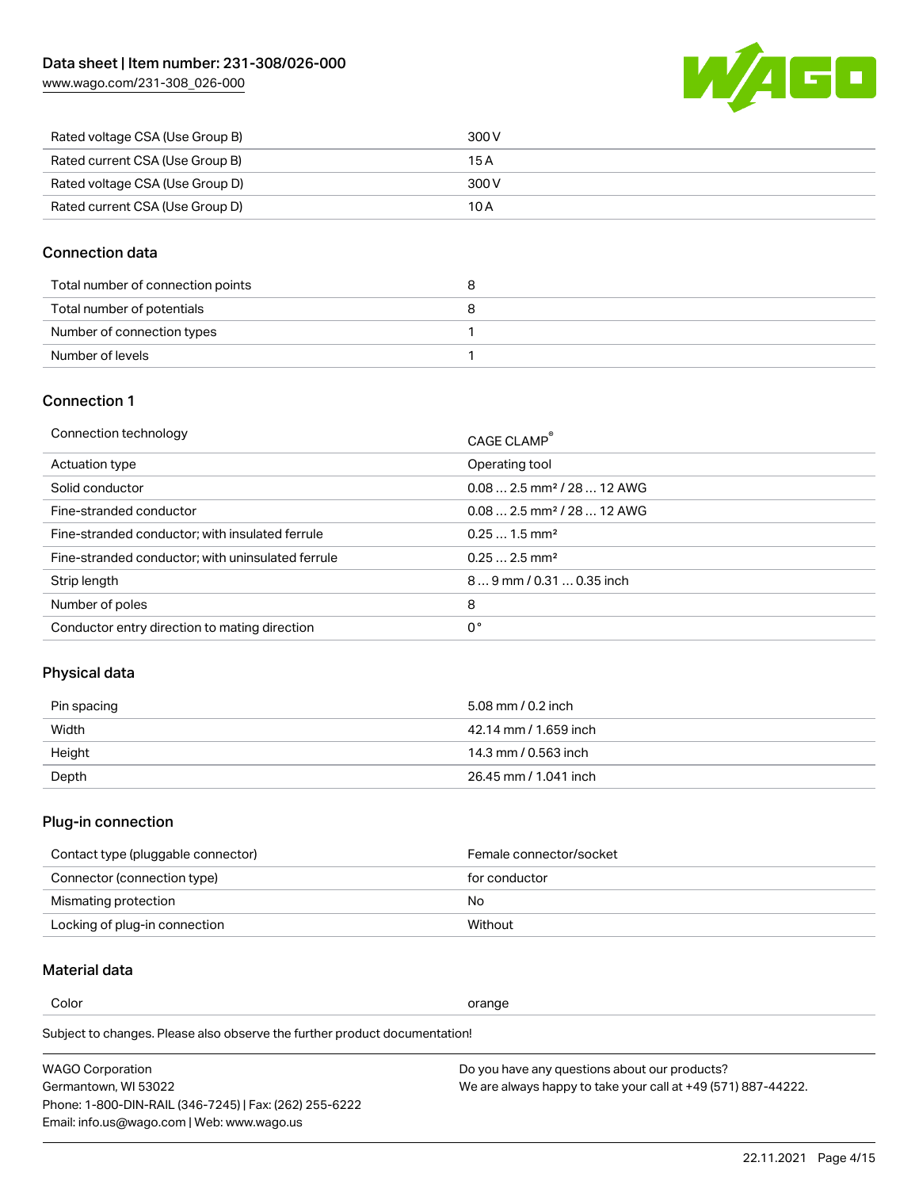| Rated voltage CSA (Use Group B) | 300 V |
| --- | --- |
| Rated current CSA (Use Group B) | 15 A |
| Rated voltage CSA (Use Group D) | 300 V |
| Rated current CSA (Use Group D) | 10 A |

## Connection data

| Total number of connection points | 8 |
| --- | --- |
| Total number of potentials | 8 |
| Number of connection types | 1 |
| Number of levels | 1 |

## Connection 1

| Connection technology | CAGE CLAMP® |
| --- | --- |
| Actuation type | Operating tool |
| Solid conductor | 0.08 … 2.5 mm² / 28 … 12 AWG |
| Fine-stranded conductor | 0.08 … 2.5 mm² / 28 … 12 AWG |
| Fine-stranded conductor; with insulated ferrule | 0.25 … 1.5 mm² |
| Fine-stranded conductor; with uninsulated ferrule | 0.25 … 2.5 mm² |
| Strip length | 8 … 9 mm / 0.31 … 0.35 inch |
| Number of poles | 8 |
| Conductor entry direction to mating direction | 0 ° |

## Physical data

| Pin spacing | 5.08 mm / 0.2 inch |
| --- | --- |
| Width | 42.14 mm / 1.659 inch |
| Height | 14.3 mm / 0.563 inch |
| Depth | 26.45 mm / 1.041 inch |

## Plug-in connection

| Contact type (pluggable connector) | Female connector/socket |
| --- | --- |
| Connector (connection type) | for conductor |
| Mismating protection | No |
| Locking of plug-in connection | Without |

## Material data

| Color | orange |
| --- | --- |

Subject to changes. Please also observe the further product documentation!

WAGO Corporation
Germantown, WI 53022
Phone: 1-800-DIN-RAIL (346-7245) | Fax: (262) 255-6222
Email: info.us@wago.com | Web: www.wago.us

Do you have any questions about our products?
We are always happy to take your call at +49 (571) 887-44222.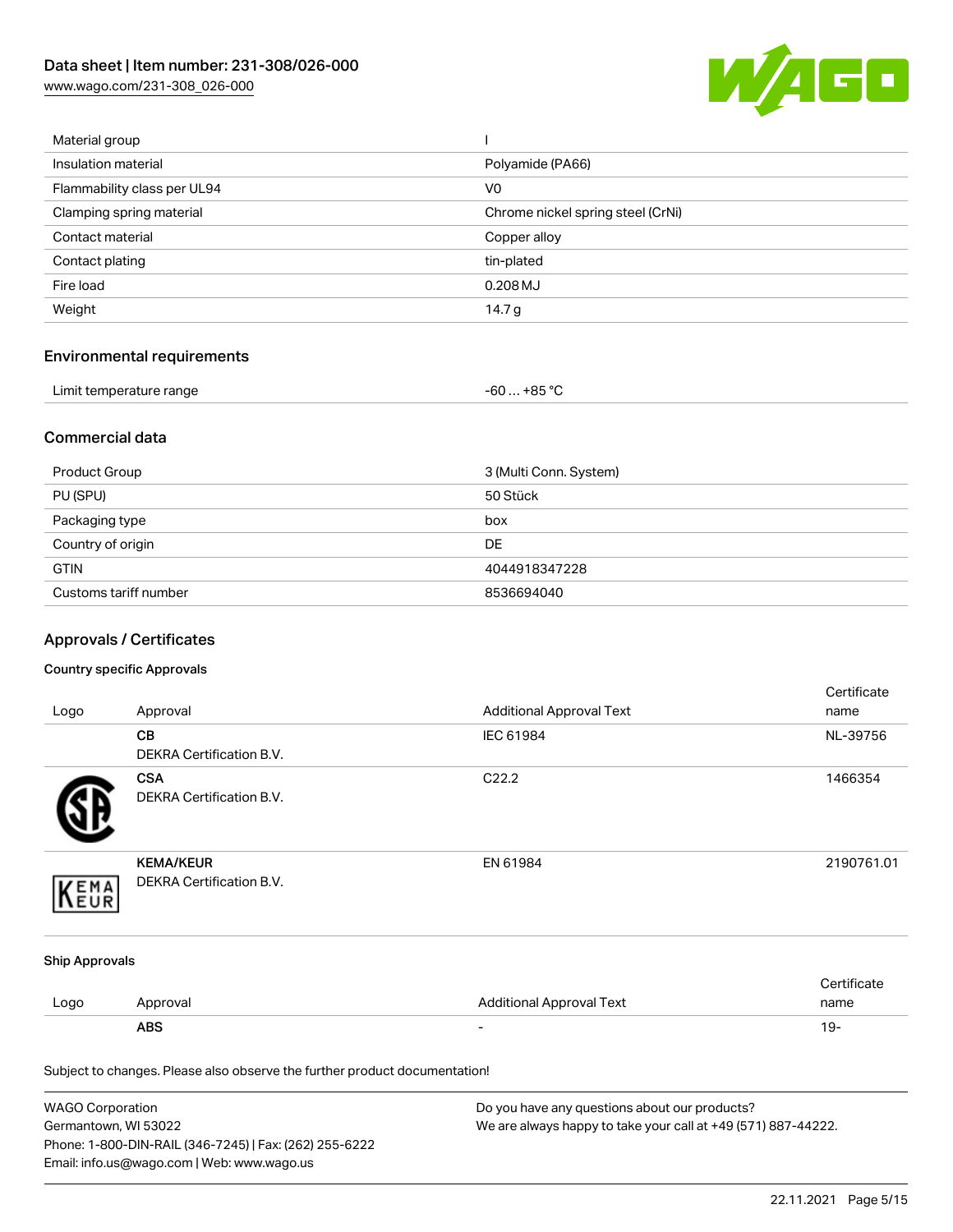| | |
|---|---|
| Material group | I |
| Insulation material | Polyamide (PA66) |
| Flammability class per UL94 | V0 |
| Clamping spring material | Chrome nickel spring steel (CrNi) |
| Contact material | Copper alloy |
| Contact plating | tin-plated |
| Fire load | 0.208 MJ |
| Weight | 14.7 g |

## Environmental requirements

| | |
|---|---|
| Limit temperature range | -60 … +85 °C |

## Commercial data

| | |
|---|---|
| Product Group | 3 (Multi Conn. System) |
| PU (SPU) | 50 Stück |
| Packaging type | box |
| Country of origin | DE |
| GTIN | 4044918347228 |
| Customs tariff number | 8536694040 |

## Approvals / Certificates

### Country specific Approvals

| Logo | Approval | Additional Approval Text | Certificate name |
|---|---|---|---|
| | **CB** DEKRA Certification B.V. | IEC 61984 | NL-39756 |
| | **CSA** DEKRA Certification B.V. | C22.2 | 1466354 |
| | **KEMA/KEUR** DEKRA Certification B.V. | EN 61984 | 2190761.01 |

### Ship Approvals

| Logo | Approval | Additional Approval Text | Certificate name |
|---|---|---|---|
| | **ABS** | - | 19- |

Subject to changes. Please also observe the further product documentation!

WAGO Corporation
Germantown, WI 53022
Phone: 1-800-DIN-RAIL (346-7245) | Fax: (262) 255-6222
Email: info.us@wago.com | Web: www.wago.us

Do you have any questions about our products?
We are always happy to take your call at +49 (571) 887-44222.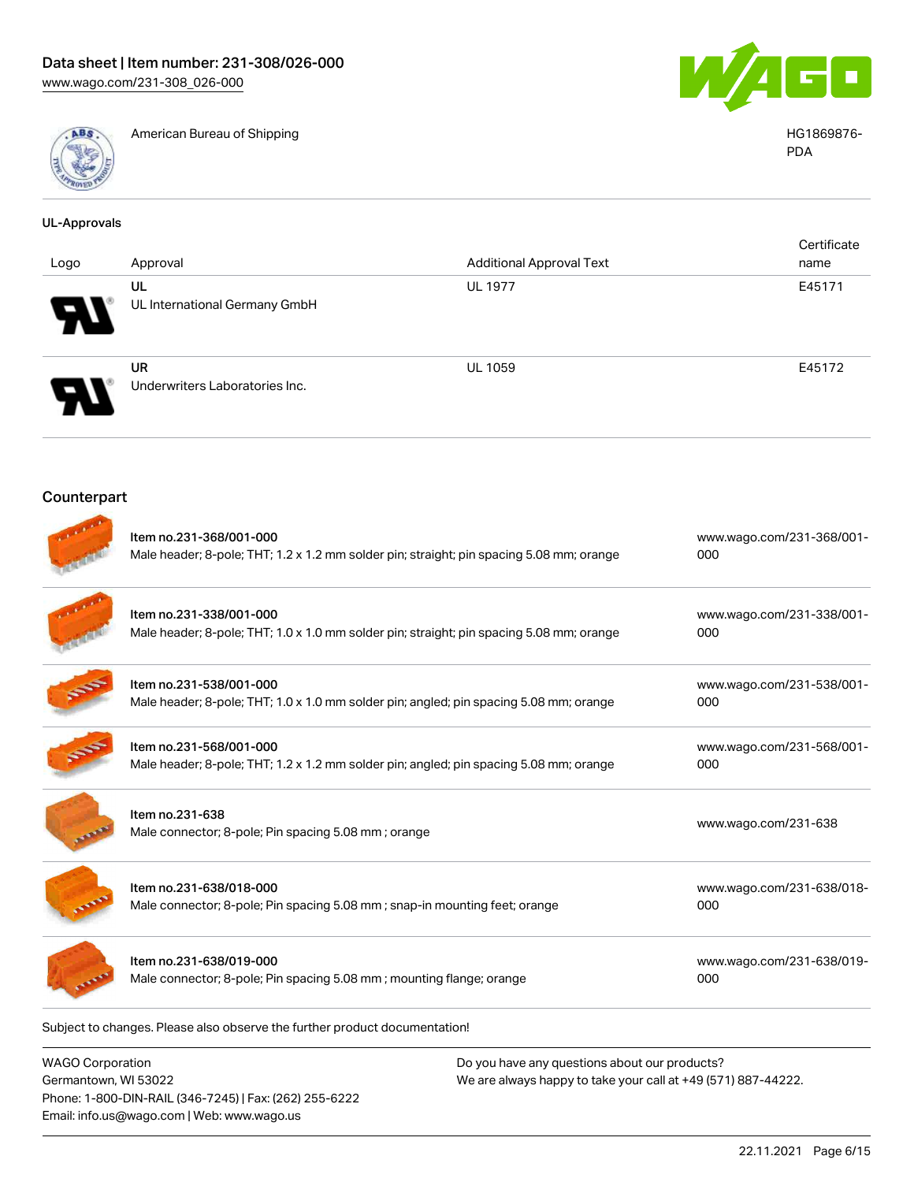| | American Bureau of Shipping | HG1869876-PDA |
|---|---|---|

## UL-Approvals

| Logo | Approval | Additional Approval Text | Certificate name |
|---|---|---|---|
| | UL<br>UL International Germany GmbH | UL 1977 | E45171 |
| | UR<br>Underwriters Laboratories Inc. | UL 1059 | E45172 |

## Counterpart

| Item | URL |
|---|---|
| Item no.231-368/001-000<br>Male header; 8-pole; THT; 1.2 x 1.2 mm solder pin; straight; pin spacing 5.08 mm; orange | www.wago.com/231-368/001-000 |
| Item no.231-338/001-000<br>Male header; 8-pole; THT; 1.0 x 1.0 mm solder pin; straight; pin spacing 5.08 mm; orange | www.wago.com/231-338/001-000 |
| Item no.231-538/001-000<br>Male header; 8-pole; THT; 1.0 x 1.0 mm solder pin; angled; pin spacing 5.08 mm; orange | www.wago.com/231-538/001-000 |
| Item no.231-568/001-000<br>Male header; 8-pole; THT; 1.2 x 1.2 mm solder pin; angled; pin spacing 5.08 mm; orange | www.wago.com/231-568/001-000 |
| Item no.231-638<br>Male connector; 8-pole; Pin spacing 5.08 mm ; orange | www.wago.com/231-638 |
| Item no.231-638/018-000<br>Male connector; 8-pole; Pin spacing 5.08 mm ; snap-in mounting feet; orange | www.wago.com/231-638/018-000 |
| Item no.231-638/019-000<br>Male connector; 8-pole; Pin spacing 5.08 mm ; mounting flange; orange | www.wago.com/231-638/019-000 |

Subject to changes. Please also observe the further product documentation!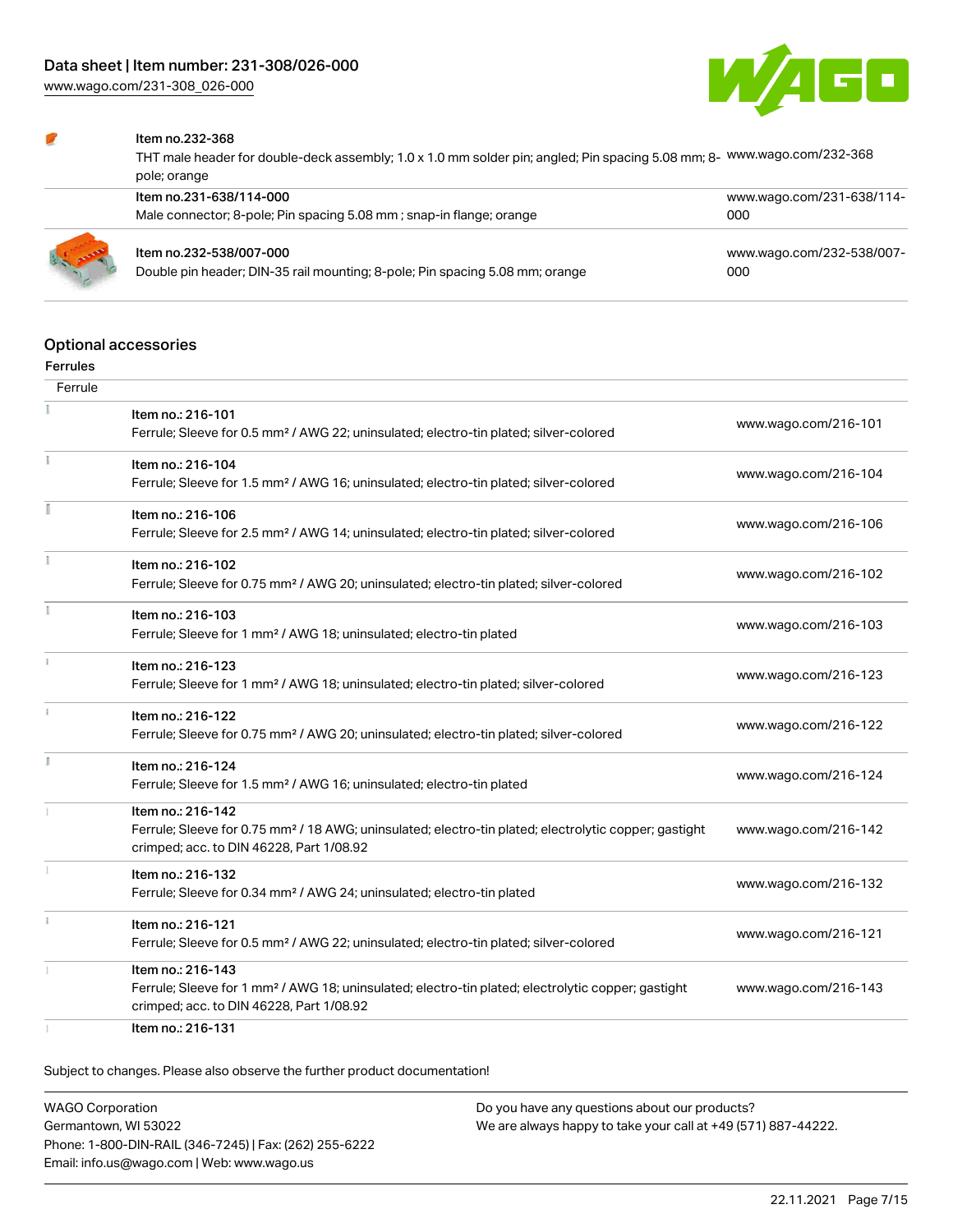| | | |
|---|---|---|
| | Item no.232-368<br>THT male header for double-deck assembly; 1.0 x 1.0 mm solder pin; angled; Pin spacing 5.08 mm; 8-pole; orange | www.wago.com/232-368 |
| | Item no.231-638/114-000<br>Male connector; 8-pole; Pin spacing 5.08 mm ; snap-in flange; orange | www.wago.com/231-638/114-000 |
| | Item no.232-538/007-000<br>Double pin header; DIN-35 rail mounting; 8-pole; Pin spacing 5.08 mm; orange | www.wago.com/232-538/007-000 |

## Optional accessories

### Ferrules

| Ferrule | | |
|---|---|---|
| | Item no.: 216-101<br>Ferrule; Sleeve for 0.5 mm² / AWG 22; uninsulated; electro-tin plated; silver-colored | www.wago.com/216-101 |
| | Item no.: 216-104<br>Ferrule; Sleeve for 1.5 mm² / AWG 16; uninsulated; electro-tin plated; silver-colored | www.wago.com/216-104 |
| | Item no.: 216-106<br>Ferrule; Sleeve for 2.5 mm² / AWG 14; uninsulated; electro-tin plated; silver-colored | www.wago.com/216-106 |
| | Item no.: 216-102<br>Ferrule; Sleeve for 0.75 mm² / AWG 20; uninsulated; electro-tin plated; silver-colored | www.wago.com/216-102 |
| | Item no.: 216-103<br>Ferrule; Sleeve for 1 mm² / AWG 18; uninsulated; electro-tin plated | www.wago.com/216-103 |
| | Item no.: 216-123<br>Ferrule; Sleeve for 1 mm² / AWG 18; uninsulated; electro-tin plated; silver-colored | www.wago.com/216-123 |
| | Item no.: 216-122<br>Ferrule; Sleeve for 0.75 mm² / AWG 20; uninsulated; electro-tin plated; silver-colored | www.wago.com/216-122 |
| | Item no.: 216-124<br>Ferrule; Sleeve for 1.5 mm² / AWG 16; uninsulated; electro-tin plated | www.wago.com/216-124 |
| | Item no.: 216-142<br>Ferrule; Sleeve for 0.75 mm² / 18 AWG; uninsulated; electro-tin plated; electrolytic copper; gastight crimped; acc. to DIN 46228, Part 1/08.92 | www.wago.com/216-142 |
| | Item no.: 216-132<br>Ferrule; Sleeve for 0.34 mm² / AWG 24; uninsulated; electro-tin plated | www.wago.com/216-132 |
| | Item no.: 216-121<br>Ferrule; Sleeve for 0.5 mm² / AWG 22; uninsulated; electro-tin plated; silver-colored | www.wago.com/216-121 |
| | Item no.: 216-143<br>Ferrule; Sleeve for 1 mm² / AWG 18; uninsulated; electro-tin plated; electrolytic copper; gastight crimped; acc. to DIN 46228, Part 1/08.92 | www.wago.com/216-143 |
| | Item no.: 216-131 | |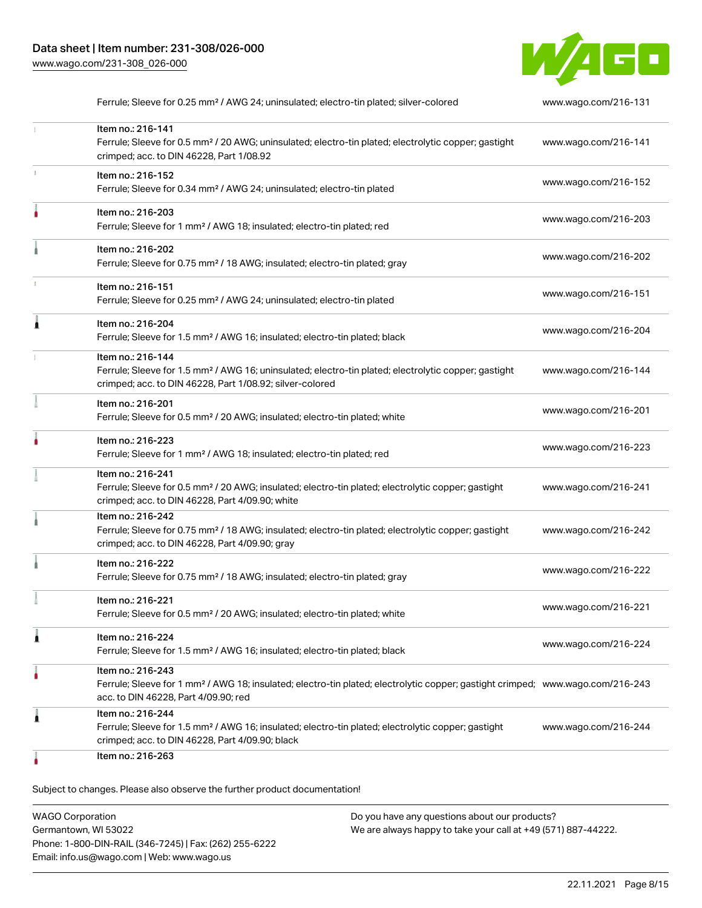| Description | Link |
| --- | --- |
| Ferrule; Sleeve for 0.25 mm² / AWG 24; uninsulated; electro-tin plated; silver-colored | www.wago.com/216-131 |
| Item no.: 216-141<br>Ferrule; Sleeve for 0.5 mm² / 20 AWG; uninsulated; electro-tin plated; electrolytic copper; gastight crimped; acc. to DIN 46228, Part 1/08.92 | www.wago.com/216-141 |
| Item no.: 216-152<br>Ferrule; Sleeve for 0.34 mm² / AWG 24; uninsulated; electro-tin plated | www.wago.com/216-152 |
| Item no.: 216-203<br>Ferrule; Sleeve for 1 mm² / AWG 18; insulated; electro-tin plated; red | www.wago.com/216-203 |
| Item no.: 216-202<br>Ferrule; Sleeve for 0.75 mm² / 18 AWG; insulated; electro-tin plated; gray | www.wago.com/216-202 |
| Item no.: 216-151<br>Ferrule; Sleeve for 0.25 mm² / AWG 24; uninsulated; electro-tin plated | www.wago.com/216-151 |
| Item no.: 216-204<br>Ferrule; Sleeve for 1.5 mm² / AWG 16; insulated; electro-tin plated; black | www.wago.com/216-204 |
| Item no.: 216-144<br>Ferrule; Sleeve for 1.5 mm² / AWG 16; uninsulated; electro-tin plated; electrolytic copper; gastight crimped; acc. to DIN 46228, Part 1/08.92; silver-colored | www.wago.com/216-144 |
| Item no.: 216-201<br>Ferrule; Sleeve for 0.5 mm² / 20 AWG; insulated; electro-tin plated; white | www.wago.com/216-201 |
| Item no.: 216-223<br>Ferrule; Sleeve for 1 mm² / AWG 18; insulated; electro-tin plated; red | www.wago.com/216-223 |
| Item no.: 216-241<br>Ferrule; Sleeve for 0.5 mm² / 20 AWG; insulated; electro-tin plated; electrolytic copper; gastight crimped; acc. to DIN 46228, Part 4/09.90; white | www.wago.com/216-241 |
| Item no.: 216-242<br>Ferrule; Sleeve for 0.75 mm² / 18 AWG; insulated; electro-tin plated; electrolytic copper; gastight crimped; acc. to DIN 46228, Part 4/09.90; gray | www.wago.com/216-242 |
| Item no.: 216-222<br>Ferrule; Sleeve for 0.75 mm² / 18 AWG; insulated; electro-tin plated; gray | www.wago.com/216-222 |
| Item no.: 216-221<br>Ferrule; Sleeve for 0.5 mm² / 20 AWG; insulated; electro-tin plated; white | www.wago.com/216-221 |
| Item no.: 216-224<br>Ferrule; Sleeve for 1.5 mm² / AWG 16; insulated; electro-tin plated; black | www.wago.com/216-224 |
| Item no.: 216-243<br>Ferrule; Sleeve for 1 mm² / AWG 18; insulated; electro-tin plated; electrolytic copper; gastight crimped; acc. to DIN 46228, Part 4/09.90; red | www.wago.com/216-243 |
| Item no.: 216-244<br>Ferrule; Sleeve for 1.5 mm² / AWG 16; insulated; electro-tin plated; electrolytic copper; gastight crimped; acc. to DIN 46228, Part 4/09.90; black | www.wago.com/216-244 |
| Item no.: 216-263 | |

Subject to changes. Please also observe the further product documentation!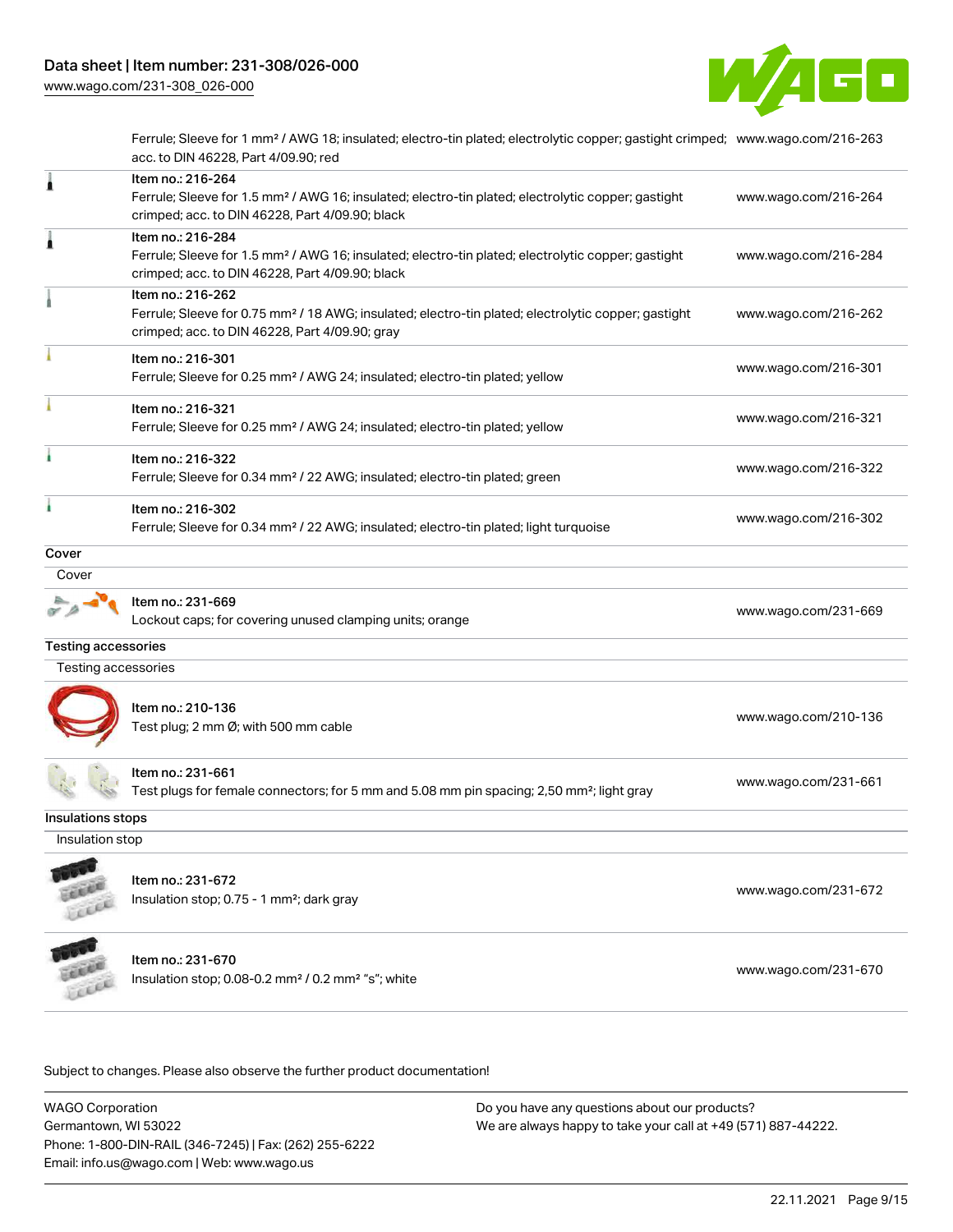| | | |
|---|---|---|
| | Ferrule; Sleeve for 1 mm² / AWG 18; insulated; electro-tin plated; electrolytic copper; gastight crimped; acc. to DIN 46228, Part 4/09.90; red | www.wago.com/216-263 |
| | Item no.: 216-264<br>Ferrule; Sleeve for 1.5 mm² / AWG 16; insulated; electro-tin plated; electrolytic copper; gastight crimped; acc. to DIN 46228, Part 4/09.90; black | www.wago.com/216-264 |
| | Item no.: 216-284<br>Ferrule; Sleeve for 1.5 mm² / AWG 16; insulated; electro-tin plated; electrolytic copper; gastight crimped; acc. to DIN 46228, Part 4/09.90; black | www.wago.com/216-284 |
| | Item no.: 216-262<br>Ferrule; Sleeve for 0.75 mm² / 18 AWG; insulated; electro-tin plated; electrolytic copper; gastight crimped; acc. to DIN 46228, Part 4/09.90; gray | www.wago.com/216-262 |
| | Item no.: 216-301<br>Ferrule; Sleeve for 0.25 mm² / AWG 24; insulated; electro-tin plated; yellow | www.wago.com/216-301 |
| | Item no.: 216-321<br>Ferrule; Sleeve for 0.25 mm² / AWG 24; insulated; electro-tin plated; yellow | www.wago.com/216-321 |
| | Item no.: 216-322<br>Ferrule; Sleeve for 0.34 mm² / 22 AWG; insulated; electro-tin plated; green | www.wago.com/216-322 |
| | Item no.: 216-302<br>Ferrule; Sleeve for 0.34 mm² / 22 AWG; insulated; electro-tin plated; light turquoise | www.wago.com/216-302 |

**Cover**

Cover

| | | |
|---|---|---|
| | Item no.: 231-669<br>Lockout caps; for covering unused clamping units; orange | www.wago.com/231-669 |

**Testing accessories**

Testing accessories

| | | |
|---|---|---|
| | Item no.: 210-136<br>Test plug; 2 mm Ø; with 500 mm cable | www.wago.com/210-136 |
| | Item no.: 231-661<br>Test plugs for female connectors; for 5 mm and 5.08 mm pin spacing; 2,50 mm²; light gray | www.wago.com/231-661 |

**Insulations stops**

Insulation stop

| | | |
|---|---|---|
| | Item no.: 231-672<br>Insulation stop; 0.75 - 1 mm²; dark gray | www.wago.com/231-672 |
| | Item no.: 231-670<br>Insulation stop; 0.08-0.2 mm² / 0.2 mm² "s"; white | www.wago.com/231-670 |

Subject to changes. Please also observe the further product documentation!

WAGO Corporation
Germantown, WI 53022
Phone: 1-800-DIN-RAIL (346-7245) | Fax: (262) 255-6222
Email: info.us@wago.com | Web: www.wago.us

Do you have any questions about our products?
We are always happy to take your call at +49 (571) 887-44222.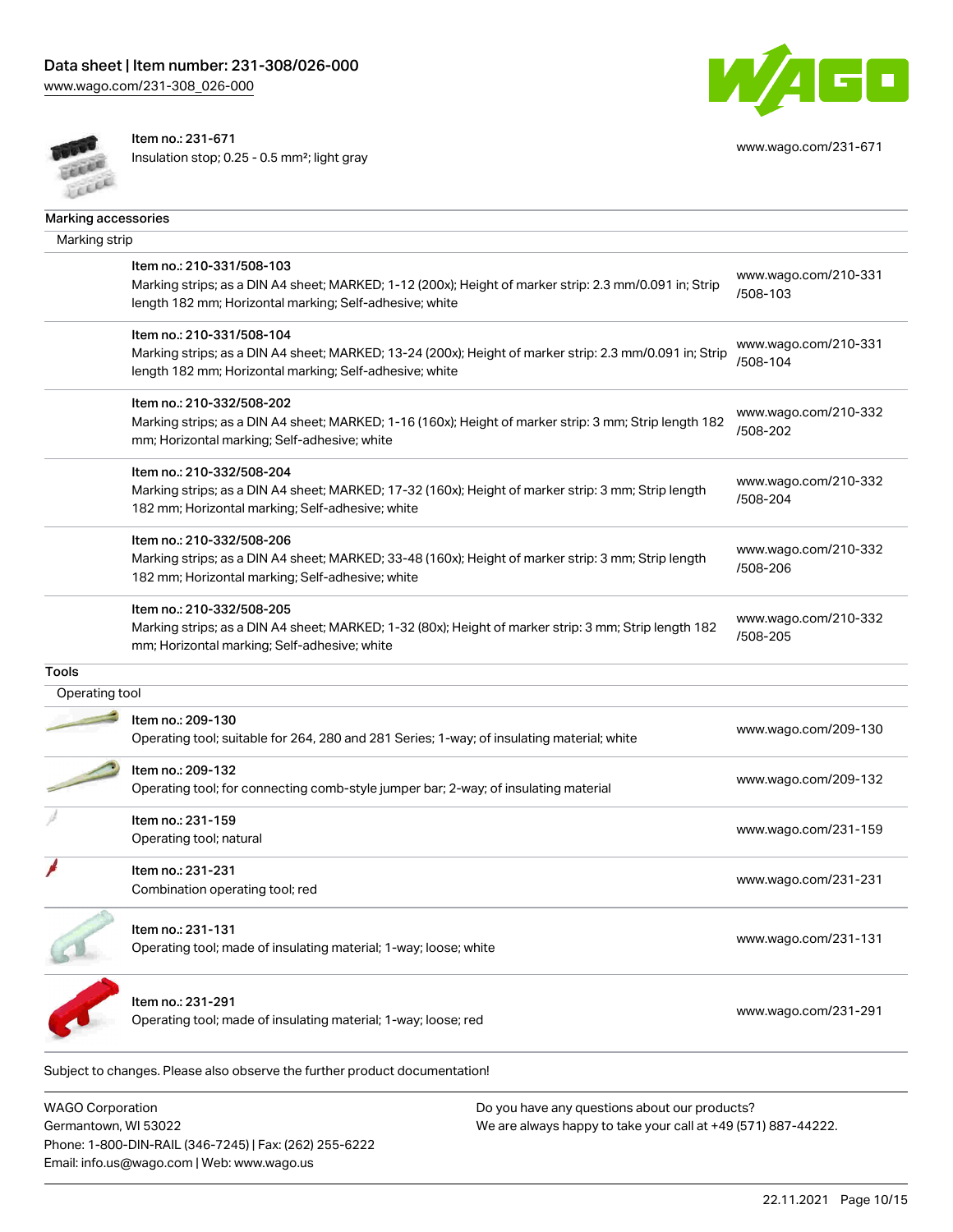| | | |
|---|---|---|
| | Item no.: 231-671<br>Insulation stop; 0.25 - 0.5 mm²; light gray | www.wago.com/231-671 |

## Marking accessories

### Marking strip

| | | |
|---|---|---|
| | Item no.: 210-331/508-103<br>Marking strips; as a DIN A4 sheet; MARKED; 1-12 (200x); Height of marker strip: 2.3 mm/0.091 in; Strip length 182 mm; Horizontal marking; Self-adhesive; white | www.wago.com/210-331/508-103 |
| | Item no.: 210-331/508-104<br>Marking strips; as a DIN A4 sheet; MARKED; 13-24 (200x); Height of marker strip: 2.3 mm/0.091 in; Strip length 182 mm; Horizontal marking; Self-adhesive; white | www.wago.com/210-331/508-104 |
| | Item no.: 210-332/508-202<br>Marking strips; as a DIN A4 sheet; MARKED; 1-16 (160x); Height of marker strip: 3 mm; Strip length 182 mm; Horizontal marking; Self-adhesive; white | www.wago.com/210-332/508-202 |
| | Item no.: 210-332/508-204<br>Marking strips; as a DIN A4 sheet; MARKED; 17-32 (160x); Height of marker strip: 3 mm; Strip length 182 mm; Horizontal marking; Self-adhesive; white | www.wago.com/210-332/508-204 |
| | Item no.: 210-332/508-206<br>Marking strips; as a DIN A4 sheet; MARKED; 33-48 (160x); Height of marker strip: 3 mm; Strip length 182 mm; Horizontal marking; Self-adhesive; white | www.wago.com/210-332/508-206 |
| | Item no.: 210-332/508-205<br>Marking strips; as a DIN A4 sheet; MARKED; 1-32 (80x); Height of marker strip: 3 mm; Strip length 182 mm; Horizontal marking; Self-adhesive; white | www.wago.com/210-332/508-205 |

## Tools

### Operating tool

| | | |
|---|---|---|
| | Item no.: 209-130<br>Operating tool; suitable for 264, 280 and 281 Series; 1-way; of insulating material; white | www.wago.com/209-130 |
| | Item no.: 209-132<br>Operating tool; for connecting comb-style jumper bar; 2-way; of insulating material | www.wago.com/209-132 |
| | Item no.: 231-159<br>Operating tool; natural | www.wago.com/231-159 |
| | Item no.: 231-231<br>Combination operating tool; red | www.wago.com/231-231 |
| | Item no.: 231-131<br>Operating tool; made of insulating material; 1-way; loose; white | www.wago.com/231-131 |
| | Item no.: 231-291<br>Operating tool; made of insulating material; 1-way; loose; red | www.wago.com/231-291 |

Subject to changes. Please also observe the further product documentation!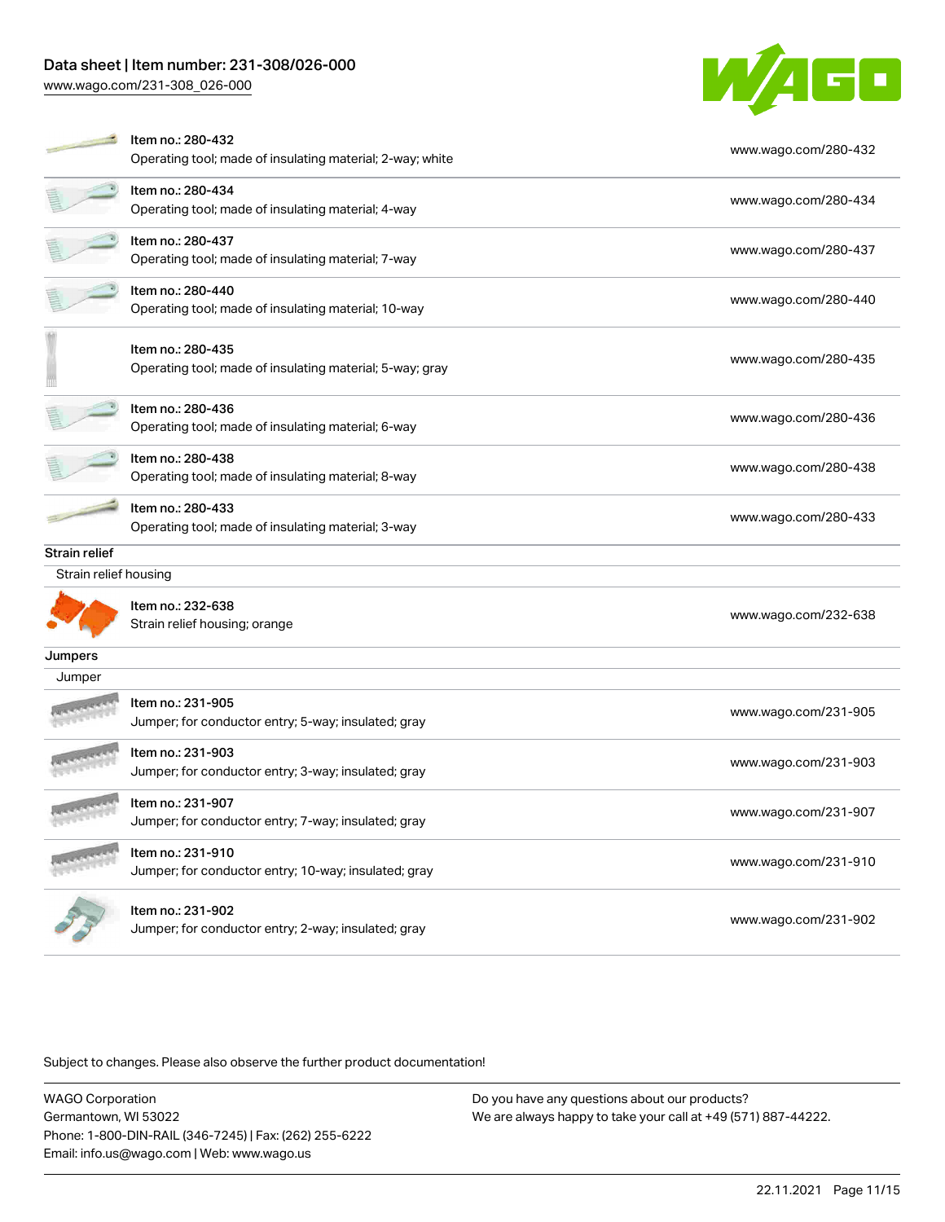| Item | Link |
|---|---|
| Item no.: 280-432<br>Operating tool; made of insulating material; 2-way; white | www.wago.com/280-432 |
| Item no.: 280-434<br>Operating tool; made of insulating material; 4-way | www.wago.com/280-434 |
| Item no.: 280-437<br>Operating tool; made of insulating material; 7-way | www.wago.com/280-437 |
| Item no.: 280-440<br>Operating tool; made of insulating material; 10-way | www.wago.com/280-440 |
| Item no.: 280-435<br>Operating tool; made of insulating material; 5-way; gray | www.wago.com/280-435 |
| Item no.: 280-436<br>Operating tool; made of insulating material; 6-way | www.wago.com/280-436 |
| Item no.: 280-438<br>Operating tool; made of insulating material; 8-way | www.wago.com/280-438 |
| Item no.: 280-433<br>Operating tool; made of insulating material; 3-way | www.wago.com/280-433 |

**Strain relief**

Strain relief housing

| Item | Link |
|---|---|
| Item no.: 232-638<br>Strain relief housing; orange | www.wago.com/232-638 |

**Jumpers**

Jumper

| Item | Link |
|---|---|
| Item no.: 231-905<br>Jumper; for conductor entry; 5-way; insulated; gray | www.wago.com/231-905 |
| Item no.: 231-903<br>Jumper; for conductor entry; 3-way; insulated; gray | www.wago.com/231-903 |
| Item no.: 231-907<br>Jumper; for conductor entry; 7-way; insulated; gray | www.wago.com/231-907 |
| Item no.: 231-910<br>Jumper; for conductor entry; 10-way; insulated; gray | www.wago.com/231-910 |
| Item no.: 231-902<br>Jumper; for conductor entry; 2-way; insulated; gray | www.wago.com/231-902 |

Subject to changes. Please also observe the further product documentation!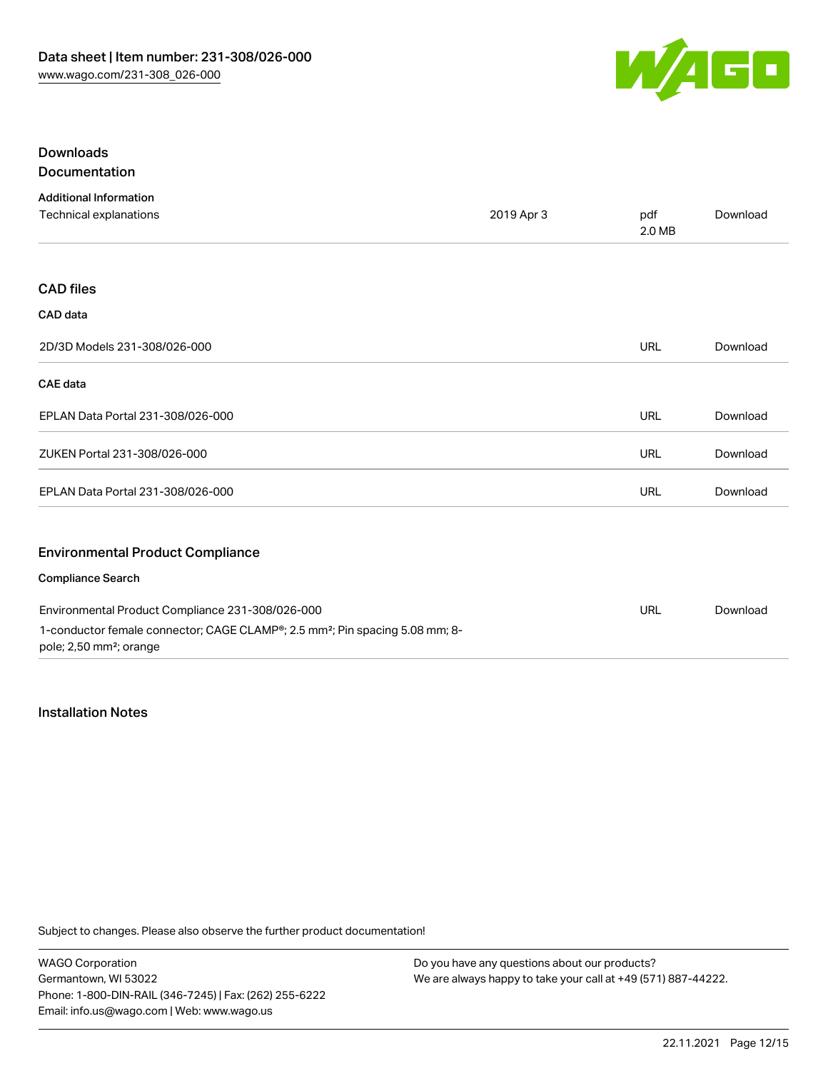## Downloads

### Documentation

**Additional Information**

| Technical explanations | 2019 Apr 3 | pdf 2.0 MB | Download |
| --- | --- | --- | --- |

### CAD files

**CAD data**

| 2D/3D Models 231-308/026-000 | URL | Download |
| --- | --- | --- |

**CAE data**

| EPLAN Data Portal 231-308/026-000 | URL | Download |
| --- | --- | --- |
| ZUKEN Portal 231-308/026-000 | URL | Download |
| EPLAN Data Portal 231-308/026-000 | URL | Download |

### Environmental Product Compliance

**Compliance Search**

| Environmental Product Compliance 231-308/026-000 | URL | Download |
| --- | --- | --- |
| 1-conductor female connector; CAGE CLAMP®; 2.5 mm²; Pin spacing 5.08 mm; 8-pole; 2,50 mm²; orange | | |

## Installation Notes

Subject to changes. Please also observe the further product documentation!

WAGO Corporation
Germantown, WI 53022
Phone: 1-800-DIN-RAIL (346-7245) | Fax: (262) 255-6222
Email: info.us@wago.com | Web: www.wago.us

Do you have any questions about our products?
We are always happy to take your call at +49 (571) 887-44222.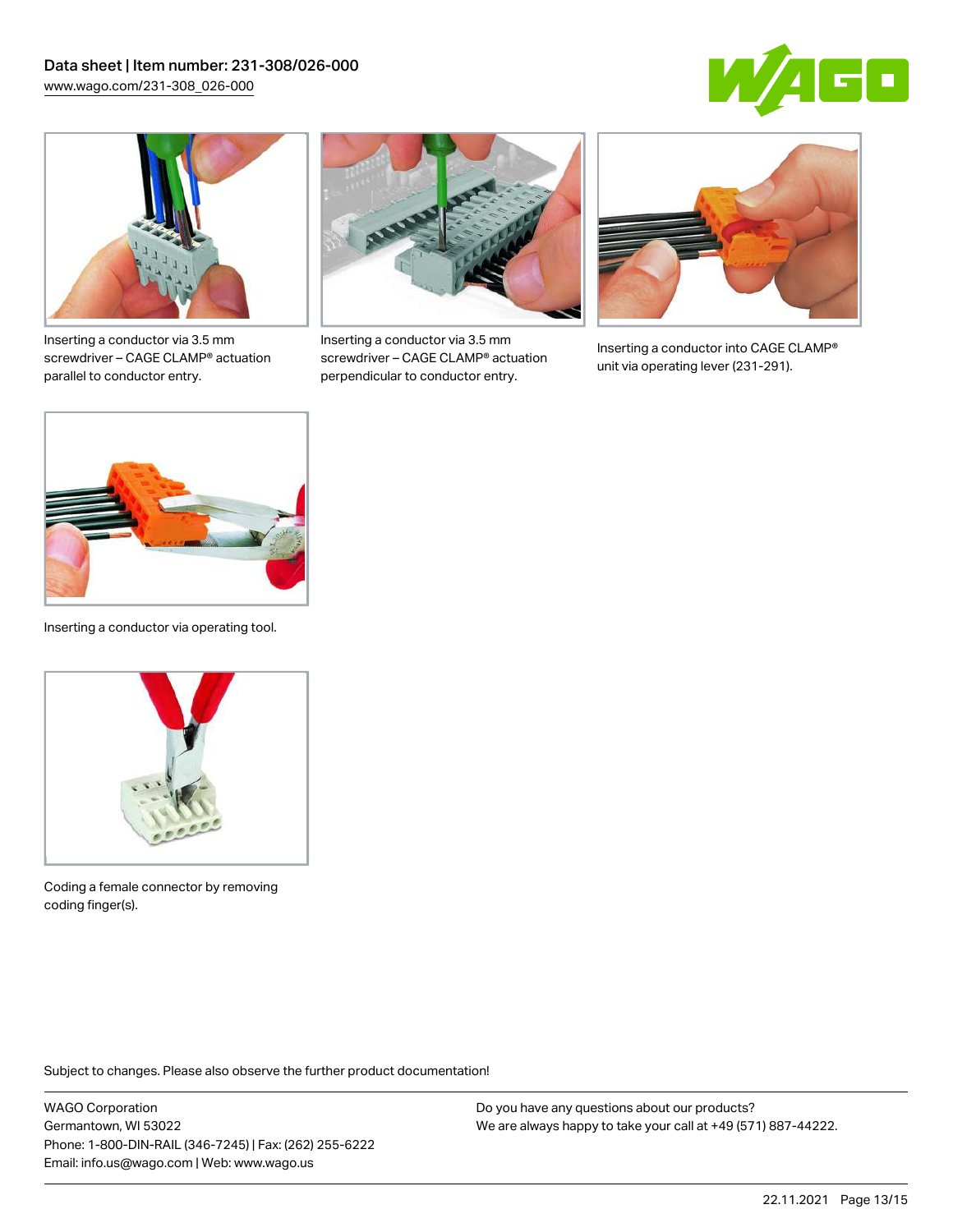Inserting a conductor via 3.5 mm screwdriver – CAGE CLAMP® actuation parallel to conductor entry.

Inserting a conductor via 3.5 mm screwdriver – CAGE CLAMP® actuation perpendicular to conductor entry.

Inserting a conductor into CAGE CLAMP® unit via operating lever (231-291).

Inserting a conductor via operating tool.

Coding a female connector by removing coding finger(s).

Subject to changes. Please also observe the further product documentation!

WAGO Corporation
Germantown, WI 53022
Phone: 1-800-DIN-RAIL (346-7245) | Fax: (262) 255-6222
Email: info.us@wago.com | Web: www.wago.us

Do you have any questions about our products?
We are always happy to take your call at +49 (571) 887-44222.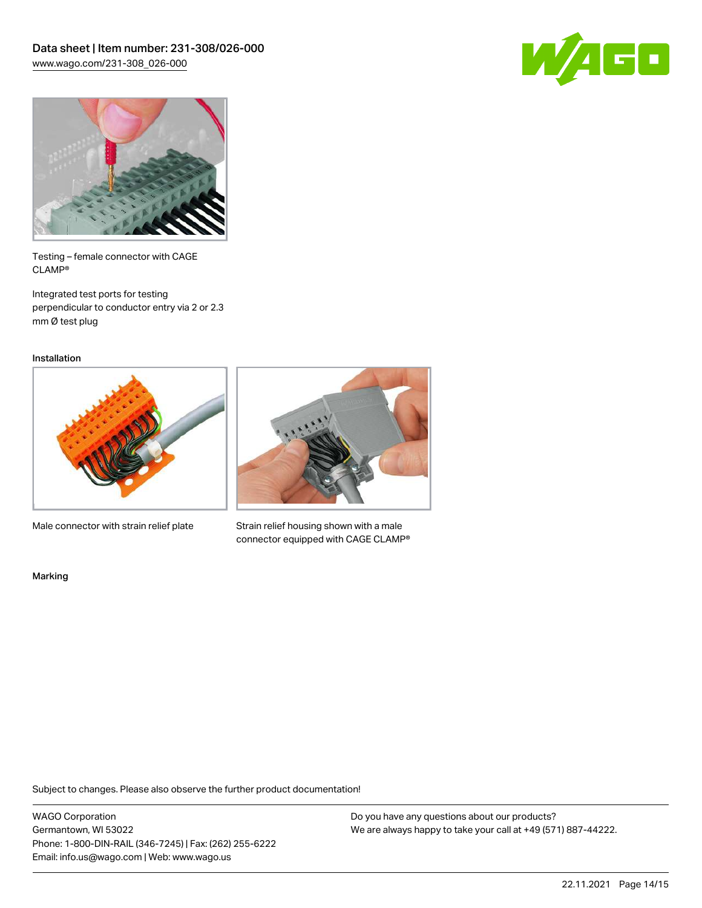Testing – female connector with CAGE CLAMP®

Integrated test ports for testing perpendicular to conductor entry via 2 or 2.3 mm Ø test plug

## Installation

Male connector with strain relief plate

Strain relief housing shown with a male connector equipped with CAGE CLAMP®

## Marking

Subject to changes. Please also observe the further product documentation!

WAGO Corporation
Germantown, WI 53022
Phone: 1-800-DIN-RAIL (346-7245) | Fax: (262) 255-6222
Email: info.us@wago.com | Web: www.wago.us

Do you have any questions about our products?
We are always happy to take your call at +49 (571) 887-44222.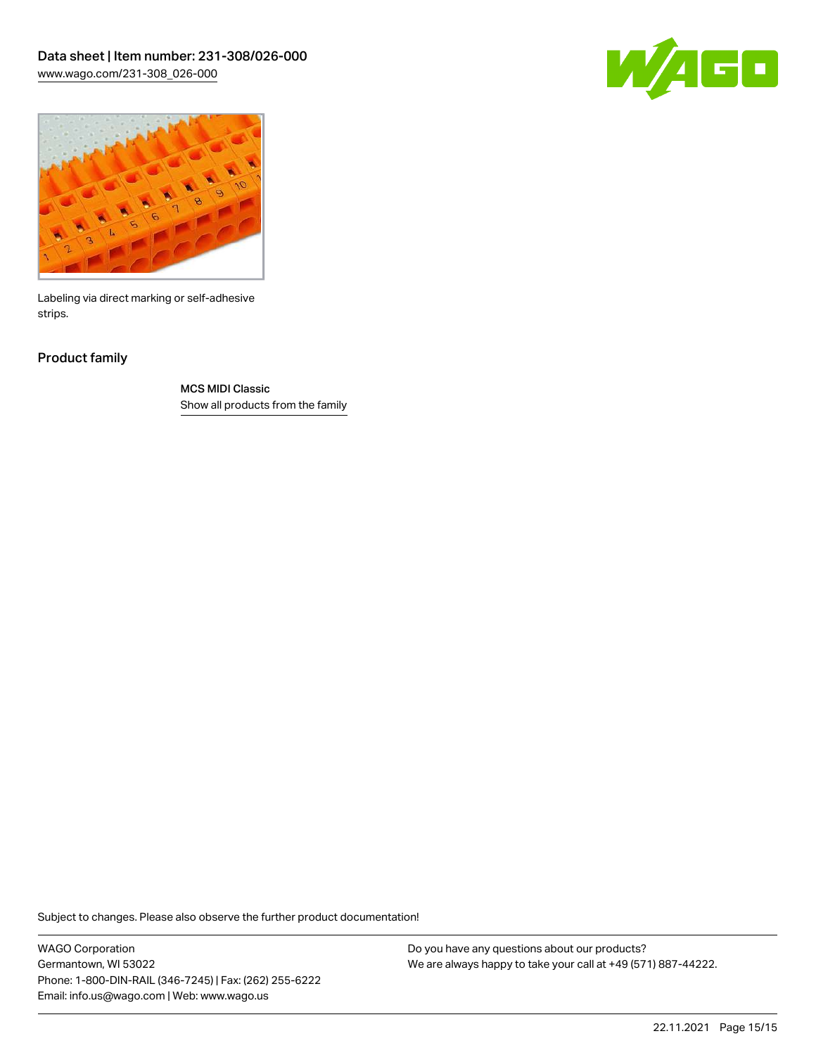Labeling via direct marking or self-adhesive strips.

## Product family

**MCS MIDI Classic**
Show all products from the family

Subject to changes. Please also observe the further product documentation!

WAGO Corporation
Germantown, WI 53022
Phone: 1-800-DIN-RAIL (346-7245) | Fax: (262) 255-6222
Email: info.us@wago.com | Web: www.wago.us

Do you have any questions about our products?
We are always happy to take your call at +49 (571) 887-44222.